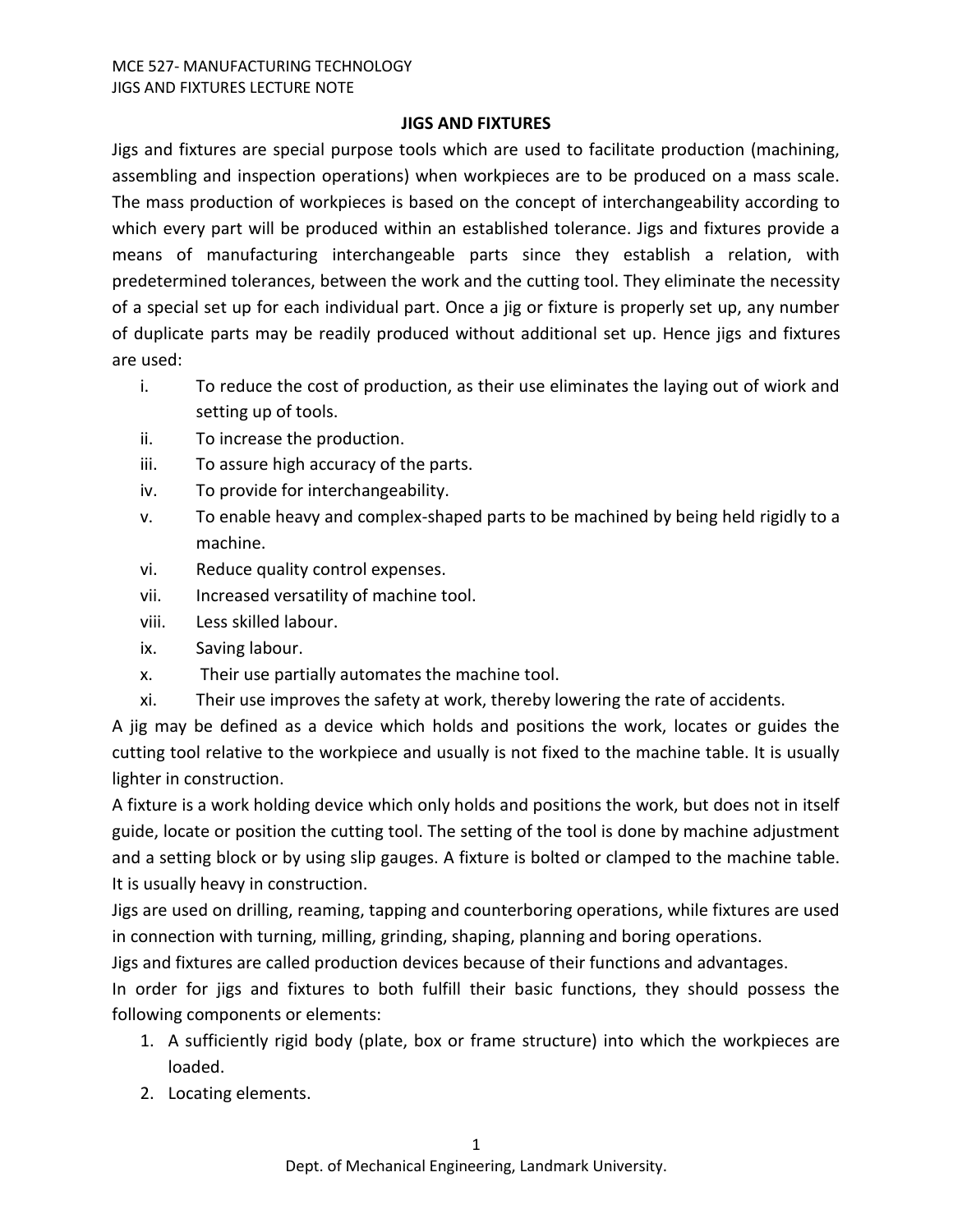# JIGS AND FIXTURES

Jigs and fixtures are special purpose tools which are used to facilitate production (machining, assembling and inspection operations) when workpieces are to be produced on a mass scale. The mass production of workpieces is based on the concept of interchangeability according to which every part will be produced within an established tolerance. Jigs and fixtures provide a means of manufacturing interchangeable parts since they establish a relation, with predetermined tolerances, between the work and the cutting tool. They eliminate the necessity of a special set up for each individual part. Once a jig or fixture is properly set up, any number of duplicate parts may be readily produced without additional set up. Hence jigs and fixtures are used:

i. To reduce the cost of production, as their use eliminates the laying out of wiork and setting up of tools.
ii. To increase the production.
iii. To assure high accuracy of the parts.
iv. To provide for interchangeability.
v. To enable heavy and complex-shaped parts to be machined by being held rigidly to a machine.
vi. Reduce quality control expenses.
vii. Increased versatility of machine tool.
viii. Less skilled labour.
ix. Saving labour.
x. Their use partially automates the machine tool.
xi. Their use improves the safety at work, thereby lowering the rate of accidents.

A jig may be defined as a device which holds and positions the work, locates or guides the cutting tool relative to the workpiece and usually is not fixed to the machine table. It is usually lighter in construction.

A fixture is a work holding device which only holds and positions the work, but does not in itself guide, locate or position the cutting tool. The setting of the tool is done by machine adjustment and a setting block or by using slip gauges. A fixture is bolted or clamped to the machine table. It is usually heavy in construction.

Jigs are used on drilling, reaming, tapping and counterboring operations, while fixtures are used in connection with turning, milling, grinding, shaping, planning and boring operations.

Jigs and fixtures are called production devices because of their functions and advantages.

In order for jigs and fixtures to both fulfill their basic functions, they should possess the following components or elements:

1. A sufficiently rigid body (plate, box or frame structure) into which the workpieces are loaded.
2. Locating elements.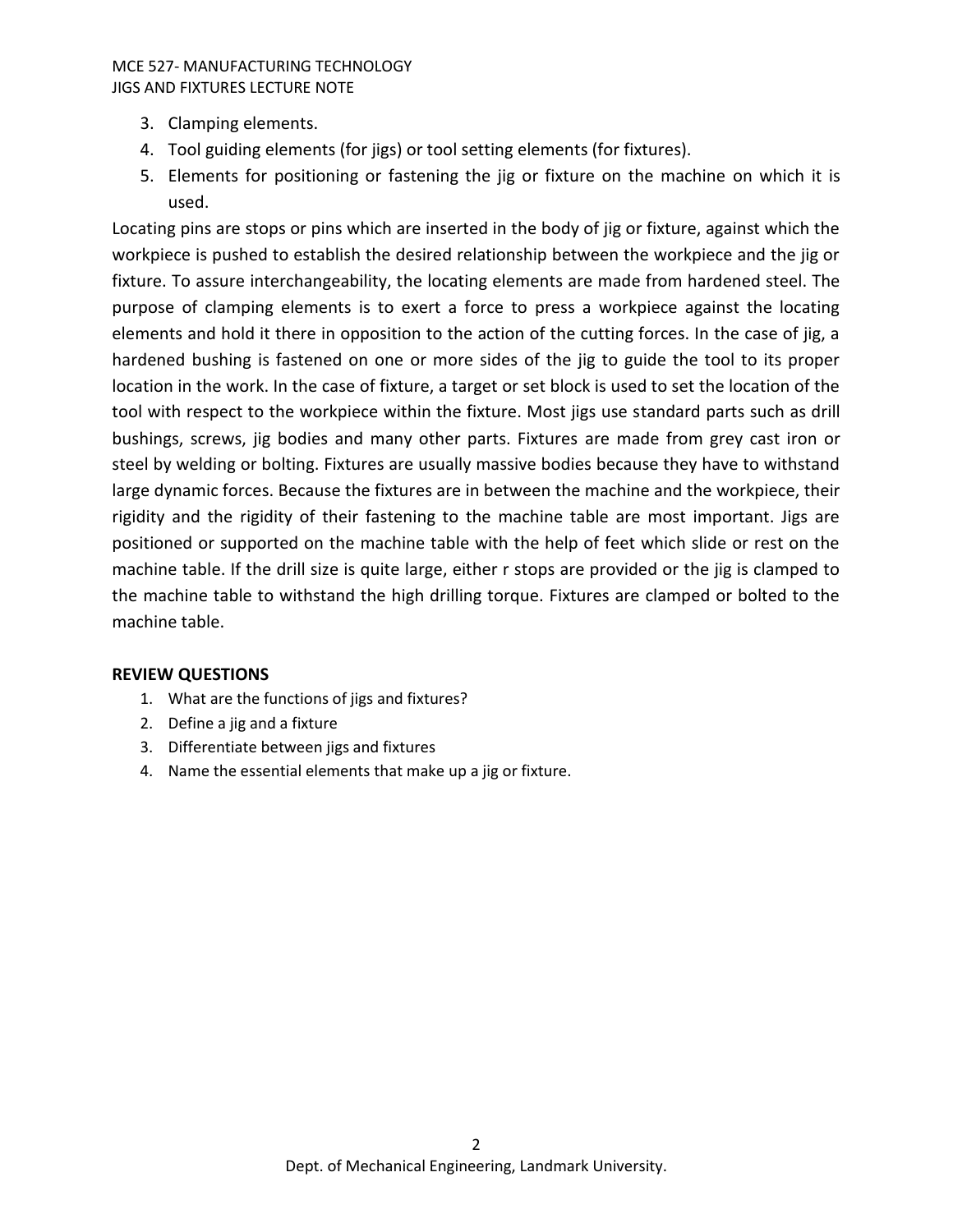3. Clamping elements.
4. Tool guiding elements (for jigs) or tool setting elements (for fixtures).
5. Elements for positioning or fastening the jig or fixture on the machine on which it is used.

Locating pins are stops or pins which are inserted in the body of jig or fixture, against which the workpiece is pushed to establish the desired relationship between the workpiece and the jig or fixture. To assure interchangeability, the locating elements are made from hardened steel. The purpose of clamping elements is to exert a force to press a workpiece against the locating elements and hold it there in opposition to the action of the cutting forces. In the case of jig, a hardened bushing is fastened on one or more sides of the jig to guide the tool to its proper location in the work. In the case of fixture, a target or set block is used to set the location of the tool with respect to the workpiece within the fixture. Most jigs use standard parts such as drill bushings, screws, jig bodies and many other parts. Fixtures are made from grey cast iron or steel by welding or bolting. Fixtures are usually massive bodies because they have to withstand large dynamic forces. Because the fixtures are in between the machine and the workpiece, their rigidity and the rigidity of their fastening to the machine table are most important. Jigs are positioned or supported on the machine table with the help of feet which slide or rest on the machine table. If the drill size is quite large, either r stops are provided or the jig is clamped to the machine table to withstand the high drilling torque. Fixtures are clamped or bolted to the machine table.

**REVIEW QUESTIONS**

1. What are the functions of jigs and fixtures?
2. Define a jig and a fixture
3. Differentiate between jigs and fixtures
4. Name the essential elements that make up a jig or fixture.